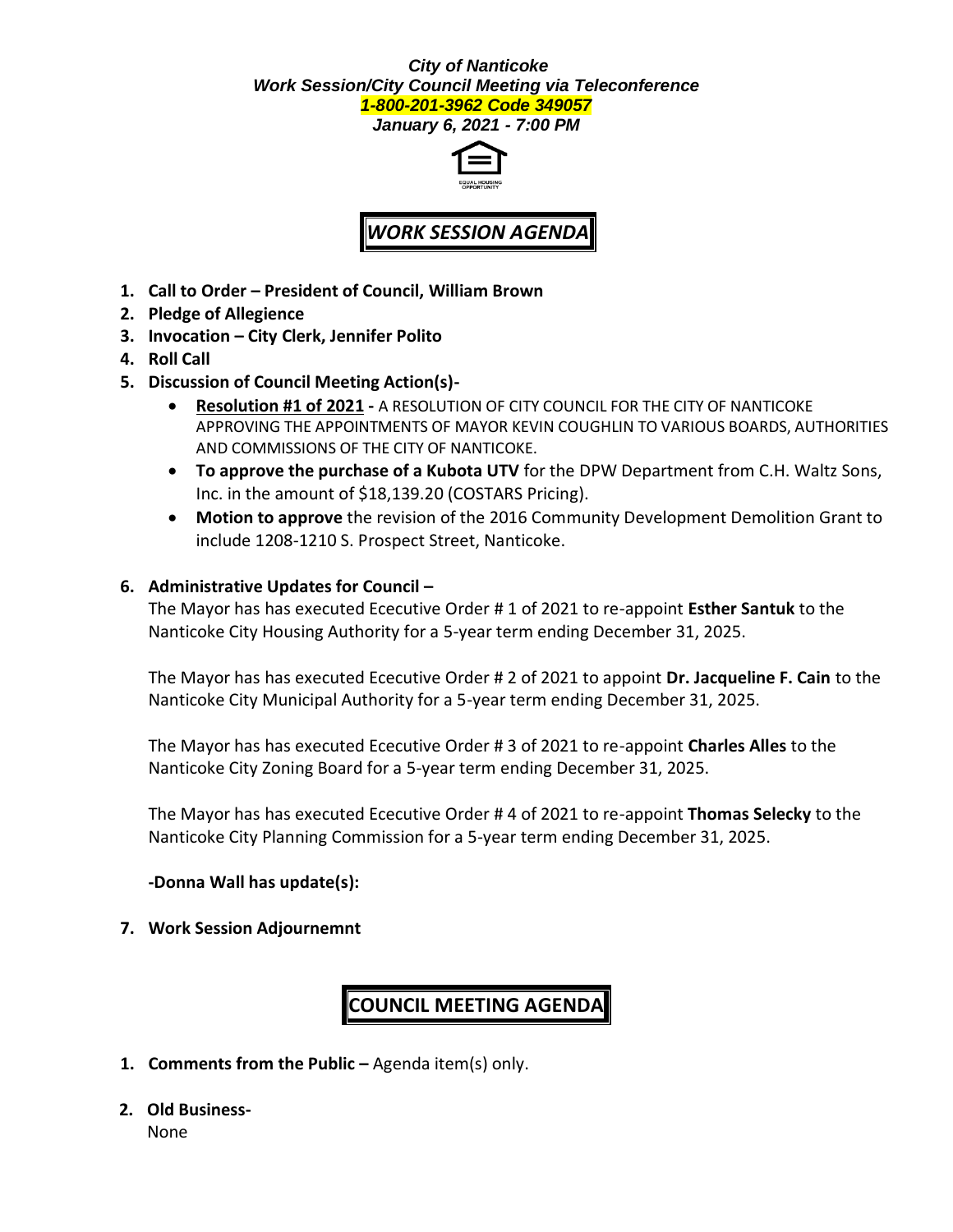***City of Nanticoke***
***Work Session/City Council Meeting via Teleconference***
***1-800-201-3962 Code 349057***
***January 6, 2021 - 7:00 PM***

EQUAL HOUSING OPPORTUNITY

# *WORK SESSION AGENDA*

1. **Call to Order – President of Council, William Brown**
2. **Pledge of Allegience**
3. **Invocation – City Clerk, Jennifer Polito**
4. **Roll Call**
5. **Discussion of Council Meeting Action(s)-**
   - **Resolution #1 of 2021 -** A RESOLUTION OF CITY COUNCIL FOR THE CITY OF NANTICOKE APPROVING THE APPOINTMENTS OF MAYOR KEVIN COUGHLIN TO VARIOUS BOARDS, AUTHORITIES AND COMMISSIONS OF THE CITY OF NANTICOKE.
   - **To approve the purchase of a Kubota UTV** for the DPW Department from C.H. Waltz Sons, Inc. in the amount of $18,139.20 (COSTARS Pricing).
   - **Motion to approve** the revision of the 2016 Community Development Demolition Grant to include 1208-1210 S. Prospect Street, Nanticoke.
6. **Administrative Updates for Council –**

   The Mayor has has executed Ececutive Order # 1 of 2021 to re-appoint **Esther Santuk** to the Nanticoke City Housing Authority for a 5-year term ending December 31, 2025.

   The Mayor has has executed Ececutive Order # 2 of 2021 to appoint **Dr. Jacqueline F. Cain** to the Nanticoke City Municipal Authority for a 5-year term ending December 31, 2025.

   The Mayor has has executed Ececutive Order # 3 of 2021 to re-appoint **Charles Alles** to the Nanticoke City Zoning Board for a 5-year term ending December 31, 2025.

   The Mayor has has executed Ececutive Order # 4 of 2021 to re-appoint **Thomas Selecky** to the Nanticoke City Planning Commission for a 5-year term ending December 31, 2025.

   **-Donna Wall has update(s):**
7. **Work Session Adjournemnt**

# COUNCIL MEETING AGENDA

1. **Comments from the Public –** Agenda item(s) only.
2. **Old Business-**
   None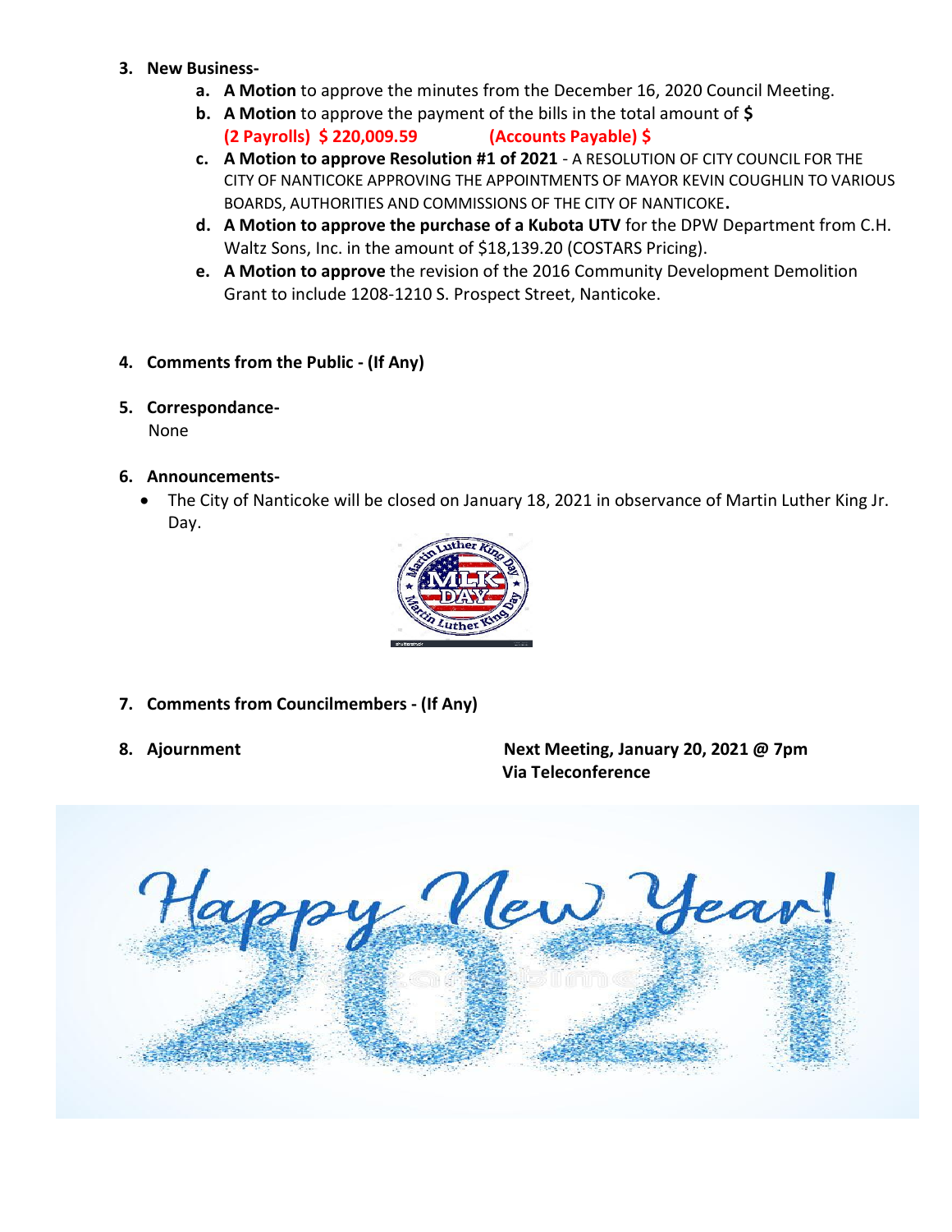3. **New Business-**
   a. **A Motion** to approve the minutes from the December 16, 2020 Council Meeting.
   b. **A Motion** to approve the payment of the bills in the total amount of **$**
      **(2 Payrolls) $ 220,009.59 (Accounts Payable) $**
   c. **A Motion to approve Resolution #1 of 2021** - A RESOLUTION OF CITY COUNCIL FOR THE CITY OF NANTICOKE APPROVING THE APPOINTMENTS OF MAYOR KEVIN COUGHLIN TO VARIOUS BOARDS, AUTHORITIES AND COMMISSIONS OF THE CITY OF NANTICOKE.
   d. **A Motion to approve the purchase of a Kubota UTV** for the DPW Department from C.H. Waltz Sons, Inc. in the amount of $18,139.20 (COSTARS Pricing).
   e. **A Motion to approve** the revision of the 2016 Community Development Demolition Grant to include 1208-1210 S. Prospect Street, Nanticoke.

4. **Comments from the Public - (If Any)**

5. **Correspondance-**
   None

6. **Announcements-**
   - The City of Nanticoke will be closed on January 18, 2021 in observance of Martin Luther King Jr. Day.

7. **Comments from Councilmembers - (If Any)**

8. **Ajournment** **Next Meeting, January 20, 2021 @ 7pm Via Teleconference**